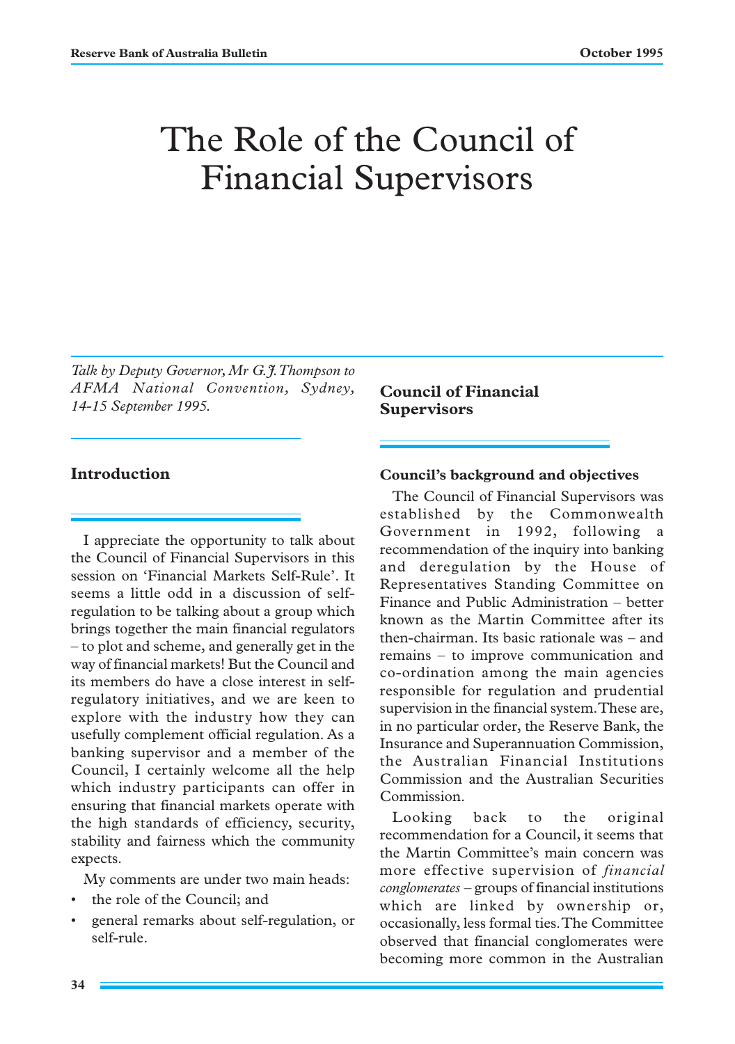# The Role of the Council of Financial Supervisors

*Talk by Deputy Governor, Mr G.J. Thompson to AFMA National Convention, Sydney, 14-15 September 1995.*

## Introduction

I appreciate the opportunity to talk about the Council of Financial Supervisors in this session on 'Financial Markets Self-Rule'. It seems a little odd in a discussion of self-regulation to be talking about a group which brings together the main financial regulators – to plot and scheme, and generally get in the way of financial markets! But the Council and its members do have a close interest in self-regulatory initiatives, and we are keen to explore with the industry how they can usefully complement official regulation. As a banking supervisor and a member of the Council, I certainly welcome all the help which industry participants can offer in ensuring that financial markets operate with the high standards of efficiency, security, stability and fairness which the community expects.

My comments are under two main heads:

- the role of the Council; and
- general remarks about self-regulation, or self-rule.

## Council of Financial Supervisors

### Council's background and objectives

The Council of Financial Supervisors was established by the Commonwealth Government in 1992, following a recommendation of the inquiry into banking and deregulation by the House of Representatives Standing Committee on Finance and Public Administration – better known as the Martin Committee after its then-chairman. Its basic rationale was – and remains – to improve communication and co-ordination among the main agencies responsible for regulation and prudential supervision in the financial system. These are, in no particular order, the Reserve Bank, the Insurance and Superannuation Commission, the Australian Financial Institutions Commission and the Australian Securities Commission.

Looking back to the original recommendation for a Council, it seems that the Martin Committee's main concern was more effective supervision of *financial conglomerates* – groups of financial institutions which are linked by ownership or, occasionally, less formal ties. The Committee observed that financial conglomerates were becoming more common in the Australian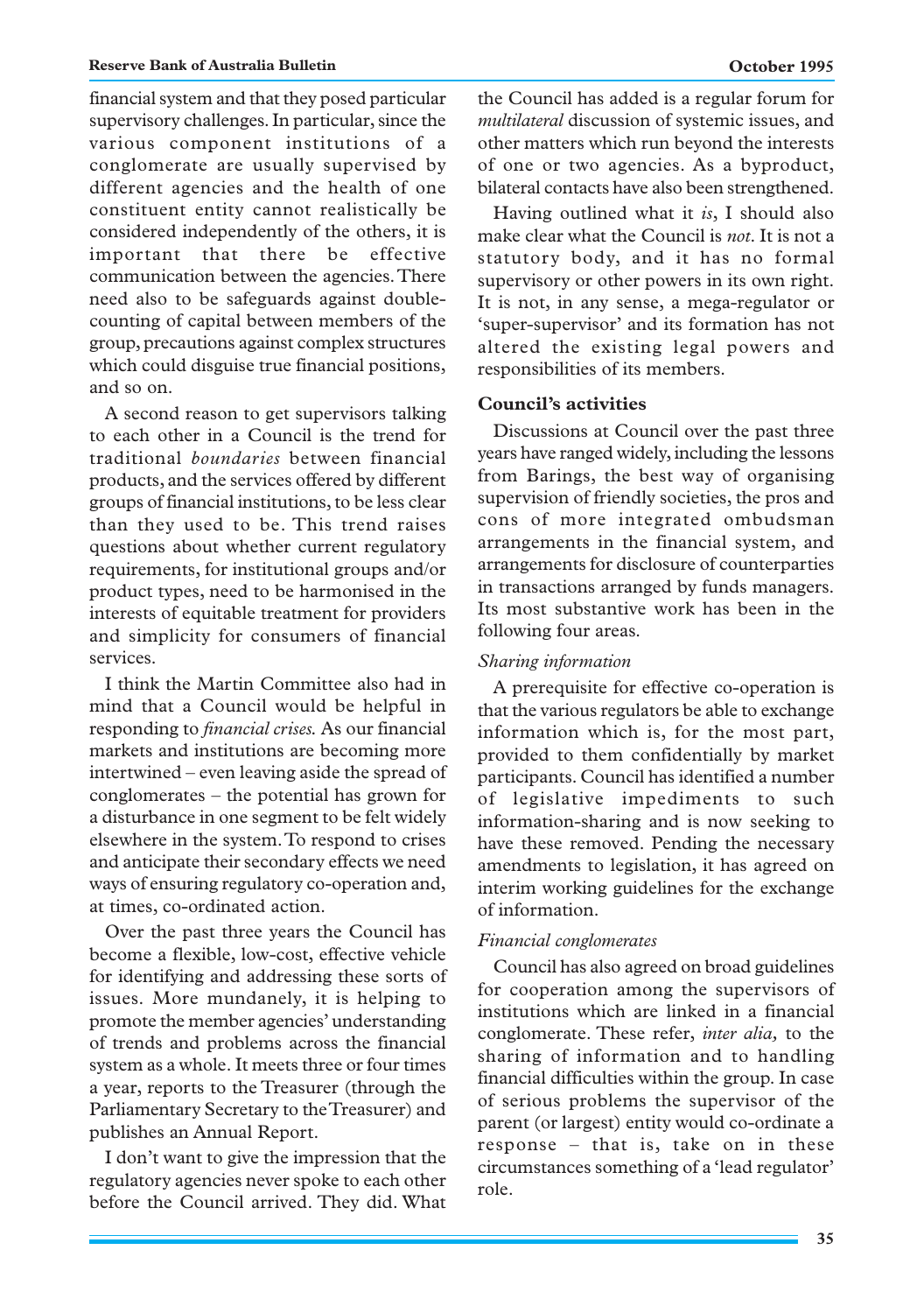financial system and that they posed particular supervisory challenges. In particular, since the various component institutions of a conglomerate are usually supervised by different agencies and the health of one constituent entity cannot realistically be considered independently of the others, it is important that there be effective communication between the agencies. There need also to be safeguards against double-counting of capital between members of the group, precautions against complex structures which could disguise true financial positions, and so on.

A second reason to get supervisors talking to each other in a Council is the trend for traditional *boundaries* between financial products, and the services offered by different groups of financial institutions, to be less clear than they used to be. This trend raises questions about whether current regulatory requirements, for institutional groups and/or product types, need to be harmonised in the interests of equitable treatment for providers and simplicity for consumers of financial services.

I think the Martin Committee also had in mind that a Council would be helpful in responding to *financial crises.* As our financial markets and institutions are becoming more intertwined – even leaving aside the spread of conglomerates – the potential has grown for a disturbance in one segment to be felt widely elsewhere in the system. To respond to crises and anticipate their secondary effects we need ways of ensuring regulatory co-operation and, at times, co-ordinated action.

Over the past three years the Council has become a flexible, low-cost, effective vehicle for identifying and addressing these sorts of issues. More mundanely, it is helping to promote the member agencies' understanding of trends and problems across the financial system as a whole. It meets three or four times a year, reports to the Treasurer (through the Parliamentary Secretary to the Treasurer) and publishes an Annual Report.

I don't want to give the impression that the regulatory agencies never spoke to each other before the Council arrived. They did. What the Council has added is a regular forum for *multilateral* discussion of systemic issues, and other matters which run beyond the interests of one or two agencies. As a byproduct, bilateral contacts have also been strengthened.

Having outlined what it *is*, I should also make clear what the Council is *not*. It is not a statutory body, and it has no formal supervisory or other powers in its own right. It is not, in any sense, a mega-regulator or 'super-supervisor' and its formation has not altered the existing legal powers and responsibilities of its members.

### Council's activities

Discussions at Council over the past three years have ranged widely, including the lessons from Barings, the best way of organising supervision of friendly societies, the pros and cons of more integrated ombudsman arrangements in the financial system, and arrangements for disclosure of counterparties in transactions arranged by funds managers. Its most substantive work has been in the following four areas.

#### *Sharing information*

A prerequisite for effective co-operation is that the various regulators be able to exchange information which is, for the most part, provided to them confidentially by market participants. Council has identified a number of legislative impediments to such information-sharing and is now seeking to have these removed. Pending the necessary amendments to legislation, it has agreed on interim working guidelines for the exchange of information.

#### *Financial conglomerates*

Council has also agreed on broad guidelines for cooperation among the supervisors of institutions which are linked in a financial conglomerate. These refer, *inter alia,* to the sharing of information and to handling financial difficulties within the group. In case of serious problems the supervisor of the parent (or largest) entity would co-ordinate a response – that is, take on in these circumstances something of a 'lead regulator' role.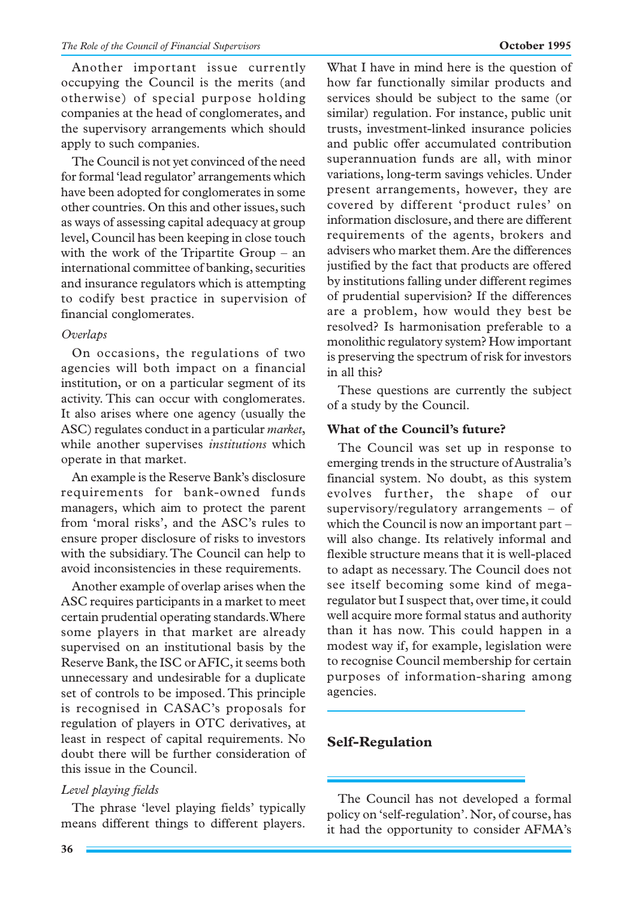Another important issue currently occupying the Council is the merits (and otherwise) of special purpose holding companies at the head of conglomerates, and the supervisory arrangements which should apply to such companies.

The Council is not yet convinced of the need for formal 'lead regulator' arrangements which have been adopted for conglomerates in some other countries. On this and other issues, such as ways of assessing capital adequacy at group level, Council has been keeping in close touch with the work of the Tripartite Group – an international committee of banking, securities and insurance regulators which is attempting to codify best practice in supervision of financial conglomerates.

*Overlaps*

On occasions, the regulations of two agencies will both impact on a financial institution, or on a particular segment of its activity. This can occur with conglomerates. It also arises where one agency (usually the ASC) regulates conduct in a particular *market*, while another supervises *institutions* which operate in that market.

An example is the Reserve Bank's disclosure requirements for bank-owned funds managers, which aim to protect the parent from 'moral risks', and the ASC's rules to ensure proper disclosure of risks to investors with the subsidiary. The Council can help to avoid inconsistencies in these requirements.

Another example of overlap arises when the ASC requires participants in a market to meet certain prudential operating standards. Where some players in that market are already supervised on an institutional basis by the Reserve Bank, the ISC or AFIC, it seems both unnecessary and undesirable for a duplicate set of controls to be imposed. This principle is recognised in CASAC's proposals for regulation of players in OTC derivatives, at least in respect of capital requirements. No doubt there will be further consideration of this issue in the Council.

*Level playing fields*

The phrase 'level playing fields' typically means different things to different players. What I have in mind here is the question of how far functionally similar products and services should be subject to the same (or similar) regulation. For instance, public unit trusts, investment-linked insurance policies and public offer accumulated contribution superannuation funds are all, with minor variations, long-term savings vehicles. Under present arrangements, however, they are covered by different 'product rules' on information disclosure, and there are different requirements of the agents, brokers and advisers who market them. Are the differences justified by the fact that products are offered by institutions falling under different regimes of prudential supervision? If the differences are a problem, how would they best be resolved? Is harmonisation preferable to a monolithic regulatory system? How important is preserving the spectrum of risk for investors in all this?

These questions are currently the subject of a study by the Council.

**What of the Council's future?**

The Council was set up in response to emerging trends in the structure of Australia's financial system. No doubt, as this system evolves further, the shape of our supervisory/regulatory arrangements – of which the Council is now an important part – will also change. Its relatively informal and flexible structure means that it is well-placed to adapt as necessary. The Council does not see itself becoming some kind of mega-regulator but I suspect that, over time, it could well acquire more formal status and authority than it has now. This could happen in a modest way if, for example, legislation were to recognise Council membership for certain purposes of information-sharing among agencies.

## Self-Regulation

The Council has not developed a formal policy on 'self-regulation'. Nor, of course, has it had the opportunity to consider AFMA's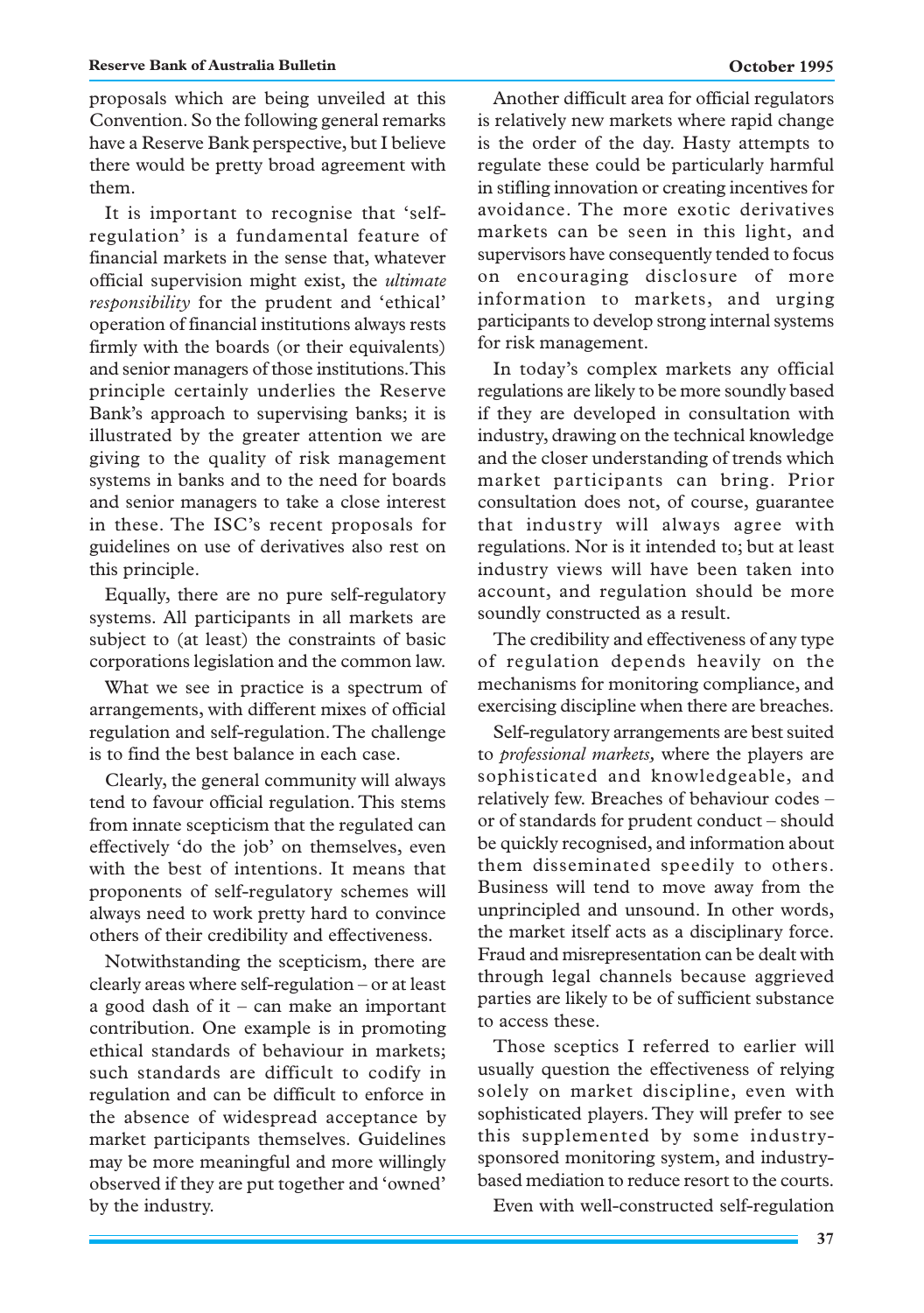proposals which are being unveiled at this Convention. So the following general remarks have a Reserve Bank perspective, but I believe there would be pretty broad agreement with them.

It is important to recognise that 'self-regulation' is a fundamental feature of financial markets in the sense that, whatever official supervision might exist, the *ultimate responsibility* for the prudent and 'ethical' operation of financial institutions always rests firmly with the boards (or their equivalents) and senior managers of those institutions. This principle certainly underlies the Reserve Bank's approach to supervising banks; it is illustrated by the greater attention we are giving to the quality of risk management systems in banks and to the need for boards and senior managers to take a close interest in these. The ISC's recent proposals for guidelines on use of derivatives also rest on this principle.

Equally, there are no pure self-regulatory systems. All participants in all markets are subject to (at least) the constraints of basic corporations legislation and the common law.

What we see in practice is a spectrum of arrangements, with different mixes of official regulation and self-regulation. The challenge is to find the best balance in each case.

Clearly, the general community will always tend to favour official regulation. This stems from innate scepticism that the regulated can effectively 'do the job' on themselves, even with the best of intentions. It means that proponents of self-regulatory schemes will always need to work pretty hard to convince others of their credibility and effectiveness.

Notwithstanding the scepticism, there are clearly areas where self-regulation – or at least a good dash of it – can make an important contribution. One example is in promoting ethical standards of behaviour in markets; such standards are difficult to codify in regulation and can be difficult to enforce in the absence of widespread acceptance by market participants themselves. Guidelines may be more meaningful and more willingly observed if they are put together and 'owned' by the industry.

Another difficult area for official regulators is relatively new markets where rapid change is the order of the day. Hasty attempts to regulate these could be particularly harmful in stifling innovation or creating incentives for avoidance. The more exotic derivatives markets can be seen in this light, and supervisors have consequently tended to focus on encouraging disclosure of more information to markets, and urging participants to develop strong internal systems for risk management.

In today's complex markets any official regulations are likely to be more soundly based if they are developed in consultation with industry, drawing on the technical knowledge and the closer understanding of trends which market participants can bring. Prior consultation does not, of course, guarantee that industry will always agree with regulations. Nor is it intended to; but at least industry views will have been taken into account, and regulation should be more soundly constructed as a result.

The credibility and effectiveness of any type of regulation depends heavily on the mechanisms for monitoring compliance, and exercising discipline when there are breaches.

Self-regulatory arrangements are best suited to *professional markets*, where the players are sophisticated and knowledgeable, and relatively few. Breaches of behaviour codes – or of standards for prudent conduct – should be quickly recognised, and information about them disseminated speedily to others. Business will tend to move away from the unprincipled and unsound. In other words, the market itself acts as a disciplinary force. Fraud and misrepresentation can be dealt with through legal channels because aggrieved parties are likely to be of sufficient substance to access these.

Those sceptics I referred to earlier will usually question the effectiveness of relying solely on market discipline, even with sophisticated players. They will prefer to see this supplemented by some industry-sponsored monitoring system, and industry-based mediation to reduce resort to the courts.

Even with well-constructed self-regulation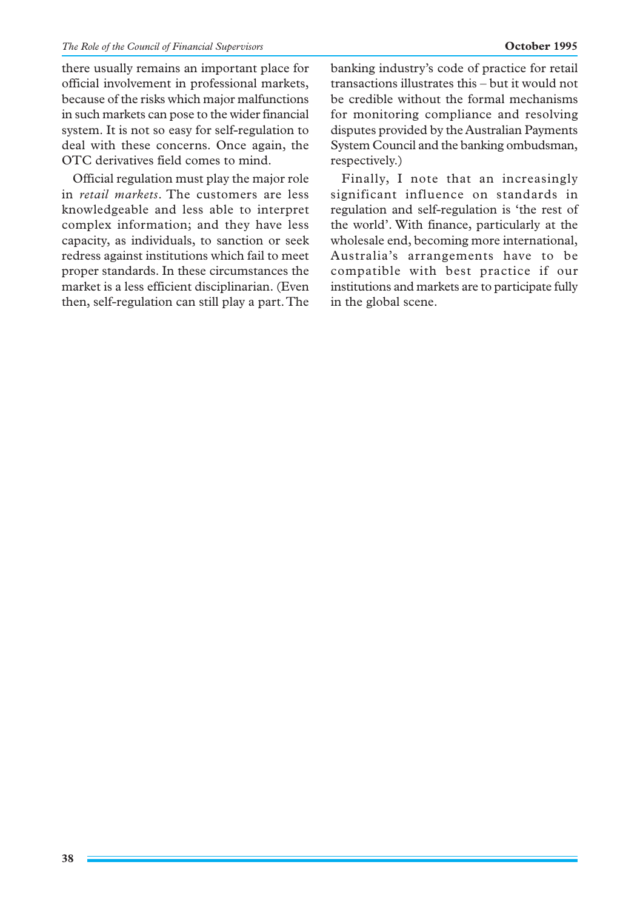there usually remains an important place for official involvement in professional markets, because of the risks which major malfunctions in such markets can pose to the wider financial system. It is not so easy for self-regulation to deal with these concerns. Once again, the OTC derivatives field comes to mind.

Official regulation must play the major role in *retail markets*. The customers are less knowledgeable and less able to interpret complex information; and they have less capacity, as individuals, to sanction or seek redress against institutions which fail to meet proper standards. In these circumstances the market is a less efficient disciplinarian. (Even then, self-regulation can still play a part. The banking industry's code of practice for retail transactions illustrates this – but it would not be credible without the formal mechanisms for monitoring compliance and resolving disputes provided by the Australian Payments System Council and the banking ombudsman, respectively.)

Finally, I note that an increasingly significant influence on standards in regulation and self-regulation is 'the rest of the world'. With finance, particularly at the wholesale end, becoming more international, Australia's arrangements have to be compatible with best practice if our institutions and markets are to participate fully in the global scene.